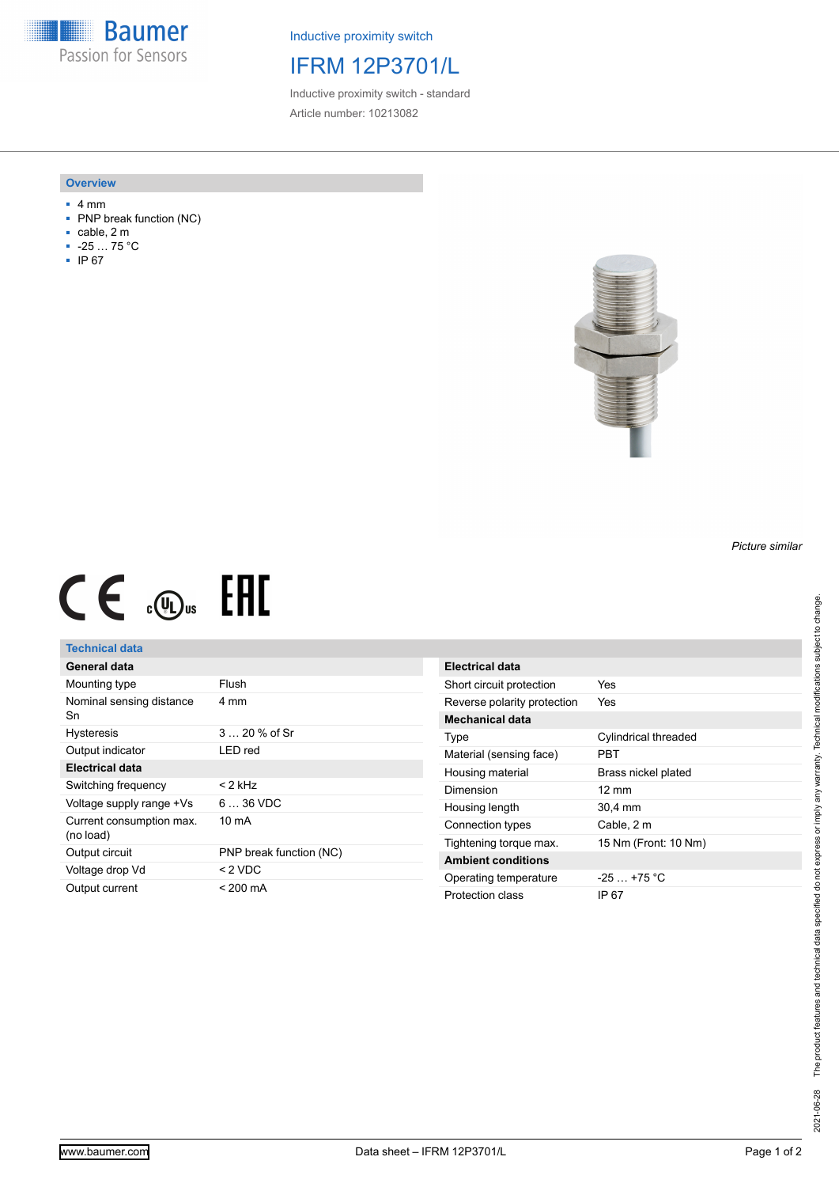Inductive proximity switch

# IFRM 12P3701/L

Inductive proximity switch - standard

Article number: 10213082

## Overview

- 4 mm
- PNP break function (NC)
- cable, 2 m
- -25 … 75 °C
- IP 67

*Picture similar*

## Technical data

| General data | |
|---|---|
| Mounting type | Flush |
| Nominal sensing distance Sn | 4 mm |
| Hysteresis | 3 … 20 % of Sr |
| Output indicator | LED red |
| **Electrical data** | |
| Switching frequency | < 2 kHz |
| Voltage supply range +Vs | 6 … 36 VDC |
| Current consumption max. (no load) | 10 mA |
| Output circuit | PNP break function (NC) |
| Voltage drop Vd | < 2 VDC |
| Output current | < 200 mA |

| Electrical data | |
|---|---|
| Short circuit protection | Yes |
| Reverse polarity protection | Yes |
| **Mechanical data** | |
| Type | Cylindrical threaded |
| Material (sensing face) | PBT |
| Housing material | Brass nickel plated |
| Dimension | 12 mm |
| Housing length | 30,4 mm |
| Connection types | Cable, 2 m |
| Tightening torque max. | 15 Nm (Front: 10 Nm) |
| **Ambient conditions** | |
| Operating temperature | -25 … +75 °C |
| Protection class | IP 67 |

2021-06-28 The product features and technical data specified do not express or imply any warranty. Technical modifications subject to change.

www.baumer.com Data sheet – IFRM 12P3701/L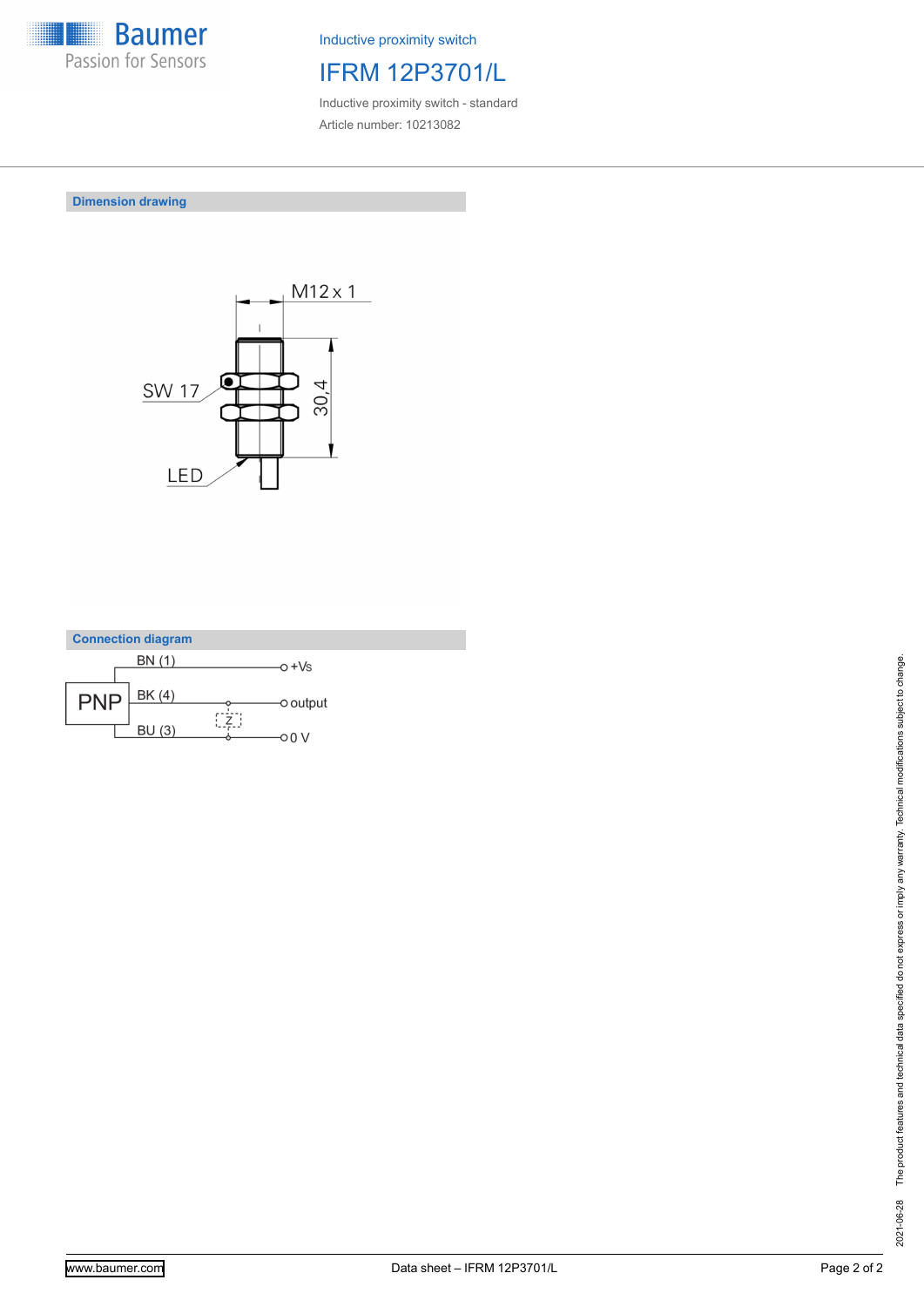Inductive proximity switch

# IFRM 12P3701/L

Inductive proximity switch - standard

Article number: 10213082

## Dimension drawing

M12 x 1

SW 17

30,4

LED

## Connection diagram

PNP

BN (1)

+Vs

BK (4)

output

Z

BU (3)

0 V

2021-06-28 The product features and technical data specified do not express or imply any warranty. Technical modifications subject to change.